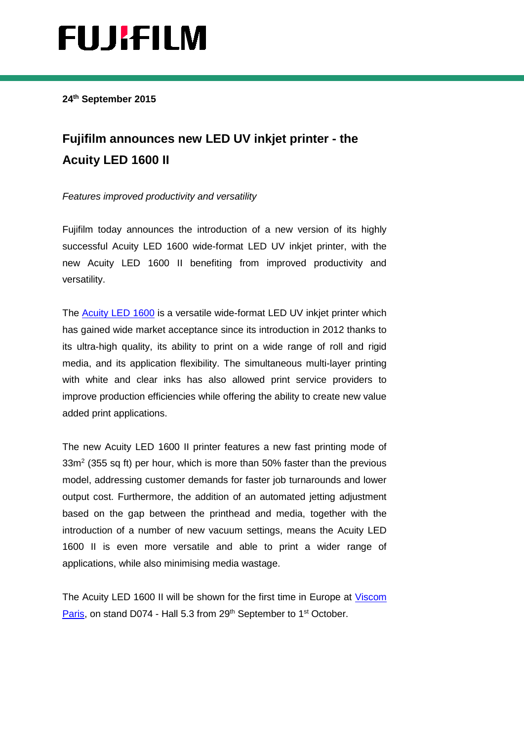# FUJIFILM

**24th September 2015**

## Fujifilm announces new LED UV inkjet printer - the Acuity LED 1600 II

*Features improved productivity and versatility*

Fujifilm today announces the introduction of a new version of its highly successful Acuity LED 1600 wide-format LED UV inkjet printer, with the new Acuity LED 1600 II benefiting from improved productivity and versatility.

The Acuity LED 1600 is a versatile wide-format LED UV inkjet printer which has gained wide market acceptance since its introduction in 2012 thanks to its ultra-high quality, its ability to print on a wide range of roll and rigid media, and its application flexibility. The simultaneous multi-layer printing with white and clear inks has also allowed print service providers to improve production efficiencies while offering the ability to create new value added print applications.

The new Acuity LED 1600 II printer features a new fast printing mode of 33m$^2$ (355 sq ft) per hour, which is more than 50% faster than the previous model, addressing customer demands for faster job turnarounds and lower output cost. Furthermore, the addition of an automated jetting adjustment based on the gap between the printhead and media, together with the introduction of a number of new vacuum settings, means the Acuity LED 1600 II is even more versatile and able to print a wider range of applications, while also minimising media wastage.

The Acuity LED 1600 II will be shown for the first time in Europe at Viscom Paris, on stand D074 - Hall 5.3 from 29th September to 1st October.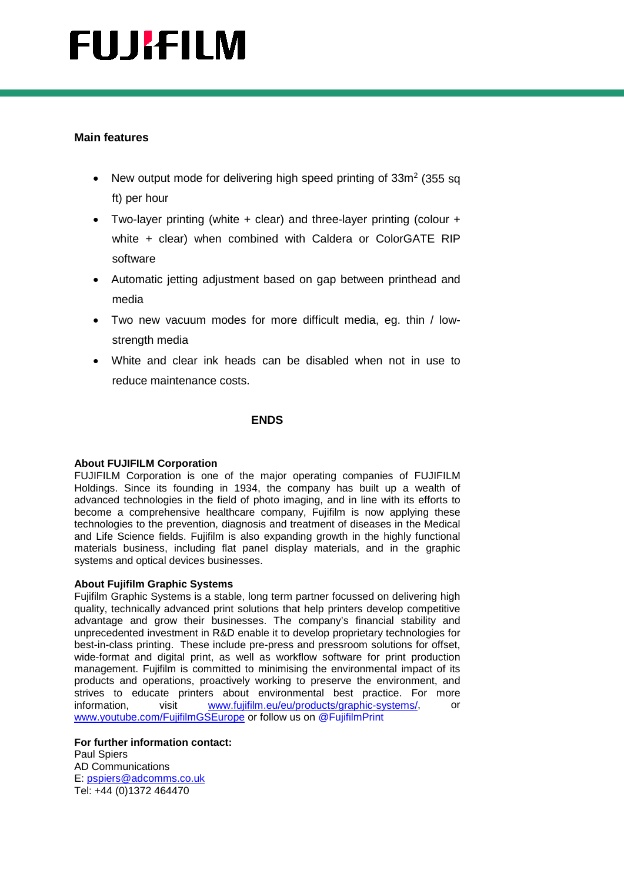**Main features**

- New output mode for delivering high speed printing of 33m$^2$ (355 sq ft) per hour
- Two-layer printing (white + clear) and three-layer printing (colour + white + clear) when combined with Caldera or ColorGATE RIP software
- Automatic jetting adjustment based on gap between printhead and media
- Two new vacuum modes for more difficult media, eg. thin / low-strength media
- White and clear ink heads can be disabled when not in use to reduce maintenance costs.

**ENDS**

**About FUJIFILM Corporation**

FUJIFILM Corporation is one of the major operating companies of FUJIFILM Holdings. Since its founding in 1934, the company has built up a wealth of advanced technologies in the field of photo imaging, and in line with its efforts to become a comprehensive healthcare company, Fujifilm is now applying these technologies to the prevention, diagnosis and treatment of diseases in the Medical and Life Science fields. Fujifilm is also expanding growth in the highly functional materials business, including flat panel display materials, and in the graphic systems and optical devices businesses.

**About Fujifilm Graphic Systems**

Fujifilm Graphic Systems is a stable, long term partner focussed on delivering high quality, technically advanced print solutions that help printers develop competitive advantage and grow their businesses. The company's financial stability and unprecedented investment in R&D enable it to develop proprietary technologies for best-in-class printing. These include pre-press and pressroom solutions for offset, wide-format and digital print, as well as workflow software for print production management. Fujifilm is committed to minimising the environmental impact of its products and operations, proactively working to preserve the environment, and strives to educate printers about environmental best practice. For more information, visit www.fujifilm.eu/eu/products/graphic-systems/, or www.youtube.com/FujifilmGSEurope or follow us on @FujifilmPrint

**For further information contact:**

Paul Spiers
AD Communications
E: pspiers@adcomms.co.uk
Tel: +44 (0)1372 464470